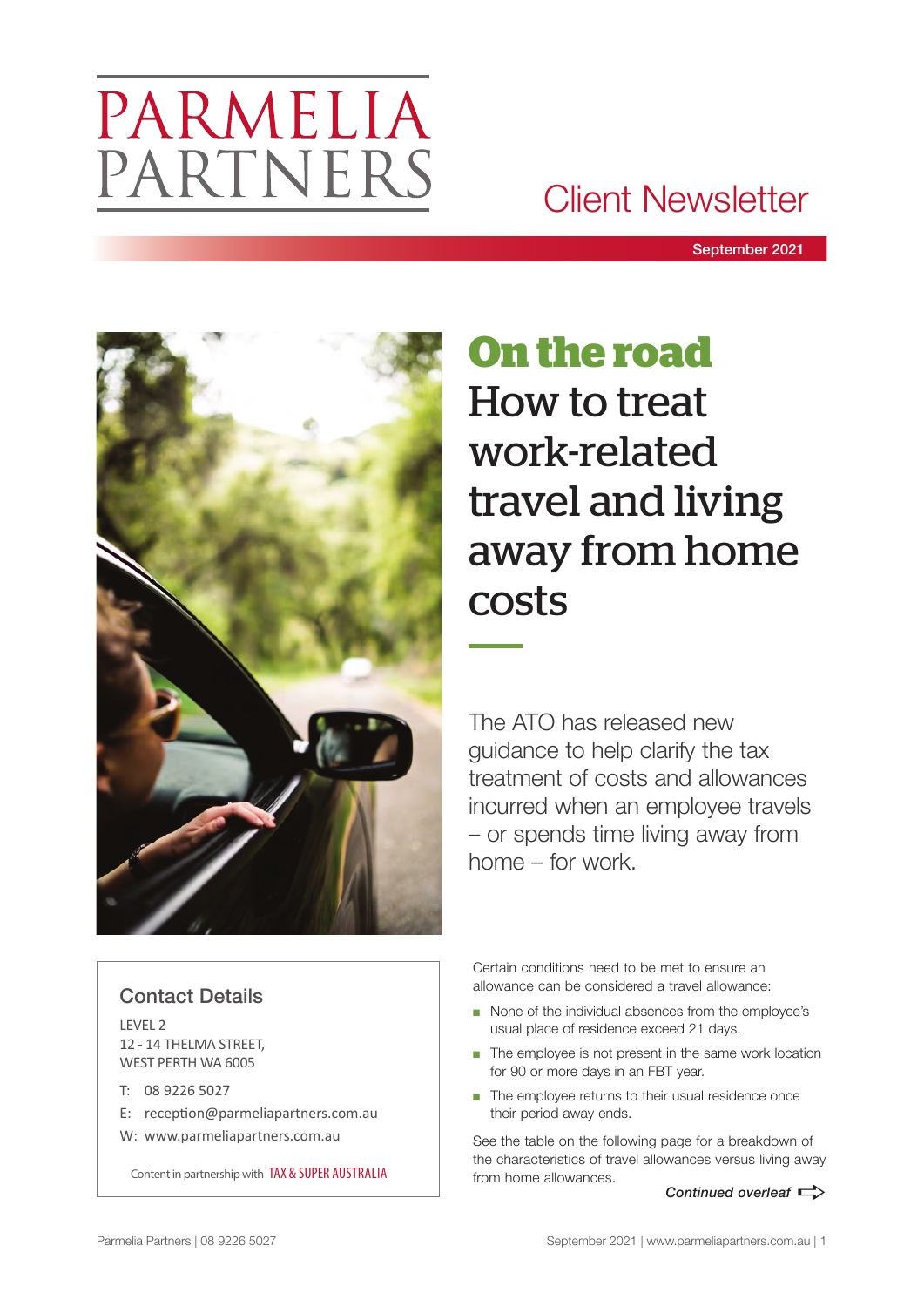# PARMELIA PARTNERS

Client Newsletter

September 2021

## On the road

# How to treat work-related travel and living away from home costs

The ATO has released new guidance to help clarify the tax treatment of costs and allowances incurred when an employee travels – or spends time living away from home – for work.

Certain conditions need to be met to ensure an allowance can be considered a travel allowance:

- None of the individual absences from the employee's usual place of residence exceed 21 days.
- The employee is not present in the same work location for 90 or more days in an FBT year.
- The employee returns to their usual residence once their period away ends.

See the table on the following page for a breakdown of the characteristics of travel allowances versus living away from home allowances.

*Continued overleaf*

### Contact Details

LEVEL 2
12 - 14 THELMA STREET,
WEST PERTH WA 6005

T: 08 9226 5027
E: reception@parmeliapartners.com.au
W: www.parmeliapartners.com.au

Content in partnership with TAX & SUPER AUSTRALIA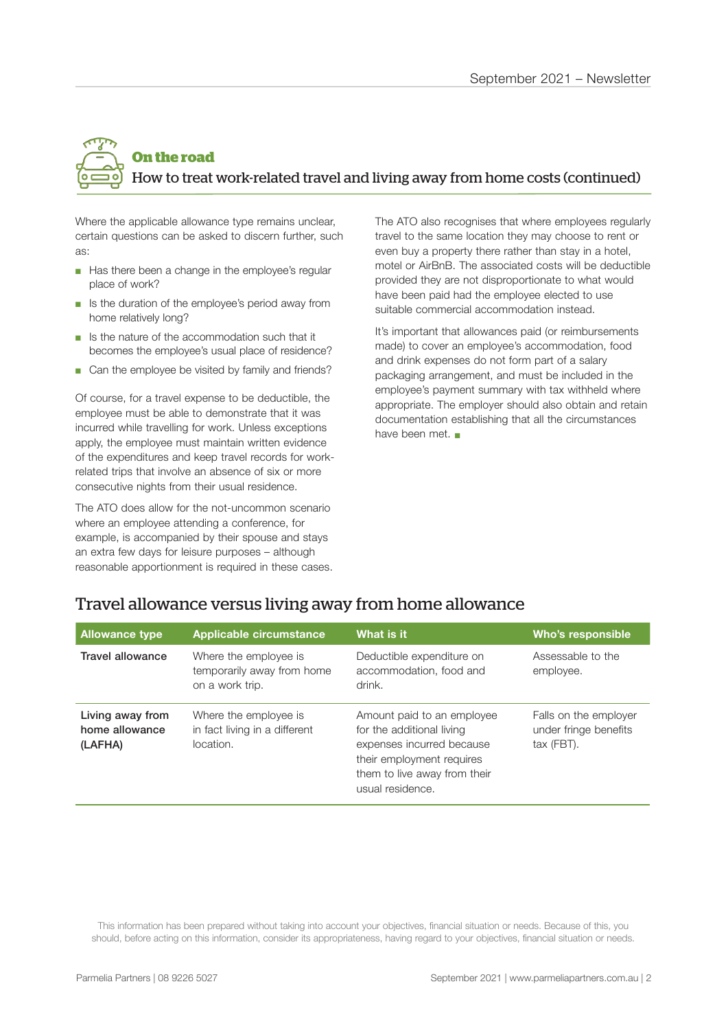## On the road

### How to treat work-related travel and living away from home costs (continued)

Where the applicable allowance type remains unclear, certain questions can be asked to discern further, such as:

- Has there been a change in the employee's regular place of work?
- Is the duration of the employee's period away from home relatively long?
- Is the nature of the accommodation such that it becomes the employee's usual place of residence?
- Can the employee be visited by family and friends?

Of course, for a travel expense to be deductible, the employee must be able to demonstrate that it was incurred while travelling for work. Unless exceptions apply, the employee must maintain written evidence of the expenditures and keep travel records for work-related trips that involve an absence of six or more consecutive nights from their usual residence.

The ATO does allow for the not-uncommon scenario where an employee attending a conference, for example, is accompanied by their spouse and stays an extra few days for leisure purposes – although reasonable apportionment is required in these cases.

The ATO also recognises that where employees regularly travel to the same location they may choose to rent or even buy a property there rather than stay in a hotel, motel or AirBnB. The associated costs will be deductible provided they are not disproportionate to what would have been paid had the employee elected to use suitable commercial accommodation instead.

It's important that allowances paid (or reimbursements made) to cover an employee's accommodation, food and drink expenses do not form part of a salary packaging arrangement, and must be included in the employee's payment summary with tax withheld where appropriate. The employer should also obtain and retain documentation establishing that all the circumstances have been met. ■

## Travel allowance versus living away from home allowance

| Allowance type | Applicable circumstance | What is it | Who's responsible |
|---|---|---|---|
| **Travel allowance** | Where the employee is temporarily away from home on a work trip. | Deductible expenditure on accommodation, food and drink. | Assessable to the employee. |
| **Living away from home allowance (LAFHA)** | Where the employee is in fact living in a different location. | Amount paid to an employee for the additional living expenses incurred because their employment requires them to live away from their usual residence. | Falls on the employer under fringe benefits tax (FBT). |

This information has been prepared without taking into account your objectives, financial situation or needs. Because of this, you should, before acting on this information, consider its appropriateness, having regard to your objectives, financial situation or needs.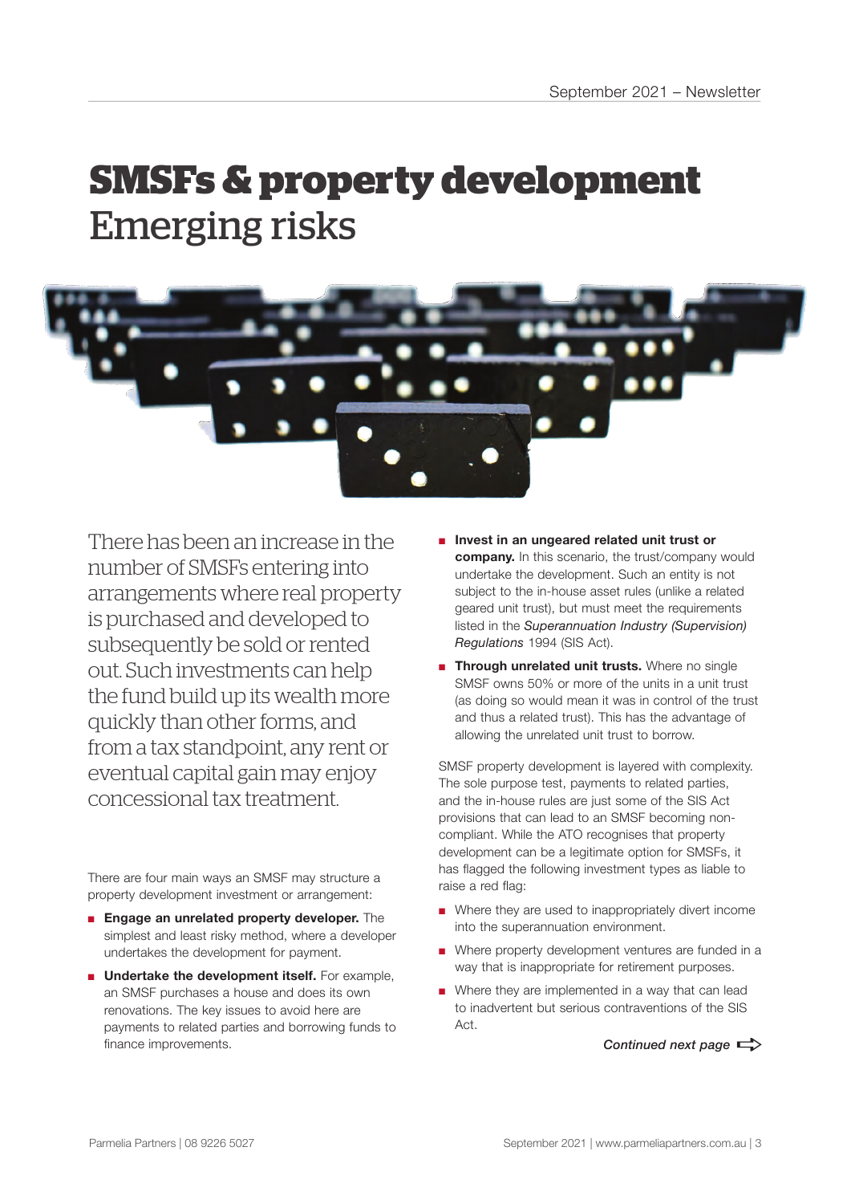# SMSFs & property development
## Emerging risks

There has been an increase in the number of SMSFs entering into arrangements where real property is purchased and developed to subsequently be sold or rented out. Such investments can help the fund build up its wealth more quickly than other forms, and from a tax standpoint, any rent or eventual capital gain may enjoy concessional tax treatment.

There are four main ways an SMSF may structure a property development investment or arrangement:

- **Engage an unrelated property developer.** The simplest and least risky method, where a developer undertakes the development for payment.
- **Undertake the development itself.** For example, an SMSF purchases a house and does its own renovations. The key issues to avoid here are payments to related parties and borrowing funds to finance improvements.
- **Invest in an ungeared related unit trust or company.** In this scenario, the trust/company would undertake the development. Such an entity is not subject to the in-house asset rules (unlike a related geared unit trust), but must meet the requirements listed in the *Superannuation Industry (Supervision) Regulations* 1994 (SIS Act).
- **Through unrelated unit trusts.** Where no single SMSF owns 50% or more of the units in a unit trust (as doing so would mean it was in control of the trust and thus a related trust). This has the advantage of allowing the unrelated unit trust to borrow.

SMSF property development is layered with complexity. The sole purpose test, payments to related parties, and the in-house rules are just some of the SIS Act provisions that can lead to an SMSF becoming non-compliant. While the ATO recognises that property development can be a legitimate option for SMSFs, it has flagged the following investment types as liable to raise a red flag:

- Where they are used to inappropriately divert income into the superannuation environment.
- Where property development ventures are funded in a way that is inappropriate for retirement purposes.
- Where they are implemented in a way that can lead to inadvertent but serious contraventions of the SIS Act.

*Continued next page*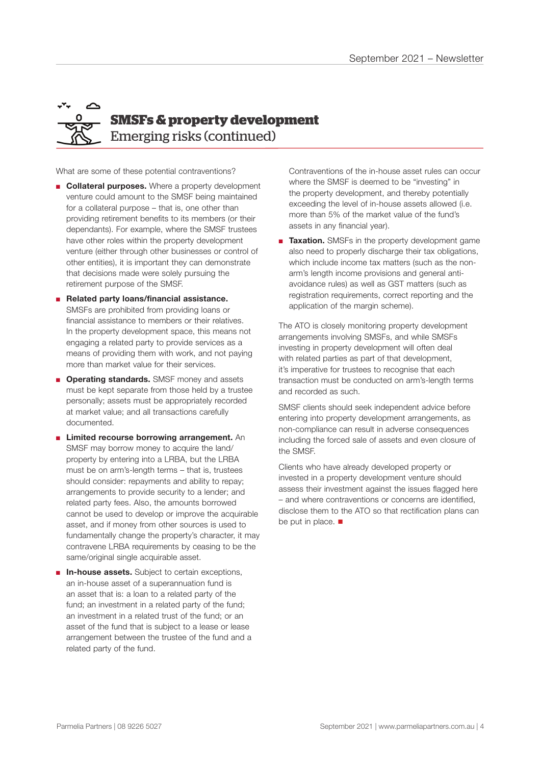## SMSFs & property development

### Emerging risks (continued)

What are some of these potential contraventions?

- **Collateral purposes.** Where a property development venture could amount to the SMSF being maintained for a collateral purpose – that is, one other than providing retirement benefits to its members (or their dependants). For example, where the SMSF trustees have other roles within the property development venture (either through other businesses or control of other entities), it is important they can demonstrate that decisions made were solely pursuing the retirement purpose of the SMSF.
- **Related party loans/financial assistance.** SMSFs are prohibited from providing loans or financial assistance to members or their relatives. In the property development space, this means not engaging a related party to provide services as a means of providing them with work, and not paying more than market value for their services.
- **Operating standards.** SMSF money and assets must be kept separate from those held by a trustee personally; assets must be appropriately recorded at market value; and all transactions carefully documented.
- **Limited recourse borrowing arrangement.** An SMSF may borrow money to acquire the land/property by entering into a LRBA, but the LRBA must be on arm's-length terms – that is, trustees should consider: repayments and ability to repay; arrangements to provide security to a lender; and related party fees. Also, the amounts borrowed cannot be used to develop or improve the acquirable asset, and if money from other sources is used to fundamentally change the property's character, it may contravene LRBA requirements by ceasing to be the same/original single acquirable asset.
- **In-house assets.** Subject to certain exceptions, an in-house asset of a superannuation fund is an asset that is: a loan to a related party of the fund; an investment in a related party of the fund; an investment in a related trust of the fund; or an asset of the fund that is subject to a lease or lease arrangement between the trustee of the fund and a related party of the fund.

  Contraventions of the in-house asset rules can occur where the SMSF is deemed to be "investing" in the property development, and thereby potentially exceeding the level of in-house assets allowed (i.e. more than 5% of the market value of the fund's assets in any financial year).
- **Taxation.** SMSFs in the property development game also need to properly discharge their tax obligations, which include income tax matters (such as the non-arm's length income provisions and general anti-avoidance rules) as well as GST matters (such as registration requirements, correct reporting and the application of the margin scheme).

The ATO is closely monitoring property development arrangements involving SMSFs, and while SMSFs investing in property development will often deal with related parties as part of that development, it's imperative for trustees to recognise that each transaction must be conducted on arm's-length terms and recorded as such.

SMSF clients should seek independent advice before entering into property development arrangements, as non-compliance can result in adverse consequences including the forced sale of assets and even closure of the SMSF.

Clients who have already developed property or invested in a property development venture should assess their investment against the issues flagged here – and where contraventions or concerns are identified, disclose them to the ATO so that rectification plans can be put in place. ■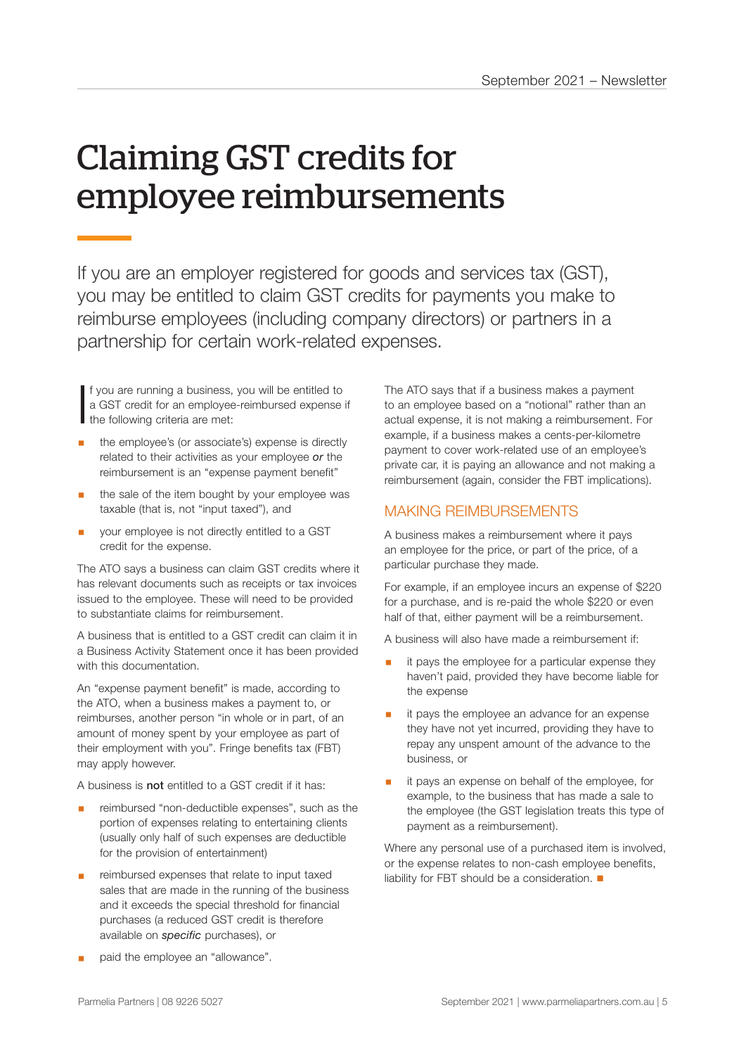# Claiming GST credits for employee reimbursements

If you are an employer registered for goods and services tax (GST), you may be entitled to claim GST credits for payments you make to reimburse employees (including company directors) or partners in a partnership for certain work-related expenses.

If you are running a business, you will be entitled to a GST credit for an employee-reimbursed expense if the following criteria are met:

- the employee's (or associate's) expense is directly related to their activities as your employee *or* the reimbursement is an "expense payment benefit"
- the sale of the item bought by your employee was taxable (that is, not "input taxed"), and
- your employee is not directly entitled to a GST credit for the expense.

The ATO says a business can claim GST credits where it has relevant documents such as receipts or tax invoices issued to the employee. These will need to be provided to substantiate claims for reimbursement.

A business that is entitled to a GST credit can claim it in a Business Activity Statement once it has been provided with this documentation.

An "expense payment benefit" is made, according to the ATO, when a business makes a payment to, or reimburses, another person "in whole or in part, of an amount of money spent by your employee as part of their employment with you". Fringe benefits tax (FBT) may apply however.

A business is **not** entitled to a GST credit if it has:

- reimbursed "non-deductible expenses", such as the portion of expenses relating to entertaining clients (usually only half of such expenses are deductible for the provision of entertainment)
- reimbursed expenses that relate to input taxed sales that are made in the running of the business and it exceeds the special threshold for financial purchases (a reduced GST credit is therefore available on *specific* purchases), or
- paid the employee an "allowance".

The ATO says that if a business makes a payment to an employee based on a "notional" rather than an actual expense, it is not making a reimbursement. For example, if a business makes a cents-per-kilometre payment to cover work-related use of an employee's private car, it is paying an allowance and not making a reimbursement (again, consider the FBT implications).

## MAKING REIMBURSEMENTS

A business makes a reimbursement where it pays an employee for the price, or part of the price, of a particular purchase they made.

For example, if an employee incurs an expense of $220 for a purchase, and is re-paid the whole $220 or even half of that, either payment will be a reimbursement.

A business will also have made a reimbursement if:

- it pays the employee for a particular expense they haven't paid, provided they have become liable for the expense
- it pays the employee an advance for an expense they have not yet incurred, providing they have to repay any unspent amount of the advance to the business, or
- it pays an expense on behalf of the employee, for example, to the business that has made a sale to the employee (the GST legislation treats this type of payment as a reimbursement).

Where any personal use of a purchased item is involved, or the expense relates to non-cash employee benefits, liability for FBT should be a consideration. ■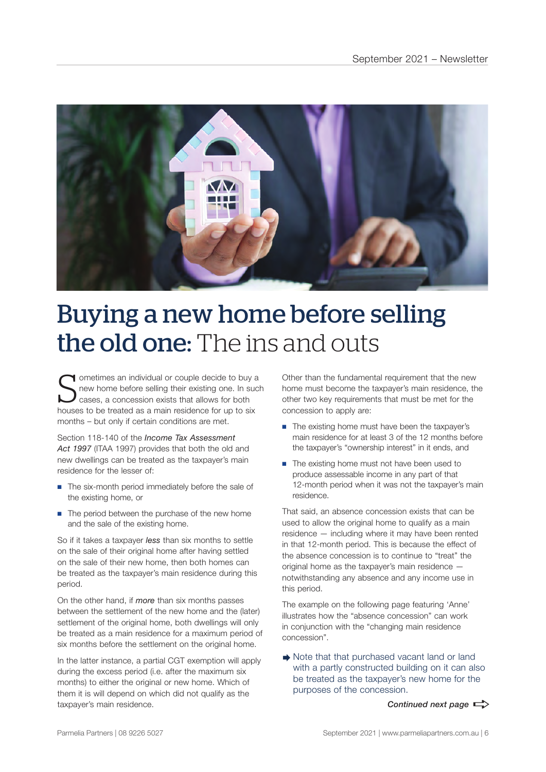# Buying a new home before selling the old one: The ins and outs

Sometimes an individual or couple decide to buy a new home before selling their existing one. In such cases, a concession exists that allows for both houses to be treated as a main residence for up to six months – but only if certain conditions are met.

Section 118-140 of the *Income Tax Assessment Act 1997* (ITAA 1997) provides that both the old and new dwellings can be treated as the taxpayer's main residence for the lesser of:

- The six-month period immediately before the sale of the existing home, or
- The period between the purchase of the new home and the sale of the existing home.

So if it takes a taxpayer ***less*** than six months to settle on the sale of their original home after having settled on the sale of their new home, then both homes can be treated as the taxpayer's main residence during this period.

On the other hand, if ***more*** than six months passes between the settlement of the new home and the (later) settlement of the original home, both dwellings will only be treated as a main residence for a maximum period of six months before the settlement on the original home.

In the latter instance, a partial CGT exemption will apply during the excess period (i.e. after the maximum six months) to either the original or new home. Which of them it is will depend on which did not qualify as the taxpayer's main residence.

Other than the fundamental requirement that the new home must become the taxpayer's main residence, the other two key requirements that must be met for the concession to apply are:

- The existing home must have been the taxpayer's main residence for at least 3 of the 12 months before the taxpayer's "ownership interest" in it ends, and
- The existing home must not have been used to produce assessable income in any part of that 12-month period when it was not the taxpayer's main residence.

That said, an absence concession exists that can be used to allow the original home to qualify as a main residence — including where it may have been rented in that 12-month period. This is because the effect of the absence concession is to continue to "treat" the original home as the taxpayer's main residence — notwithstanding any absence and any income use in this period.

The example on the following page featuring 'Anne' illustrates how the "absence concession" can work in conjunction with the "changing main residence concession".

➡ Note that that purchased vacant land or land with a partly constructed building on it can also be treated as the taxpayer's new home for the purposes of the concession.

***Continued next page*** ⇨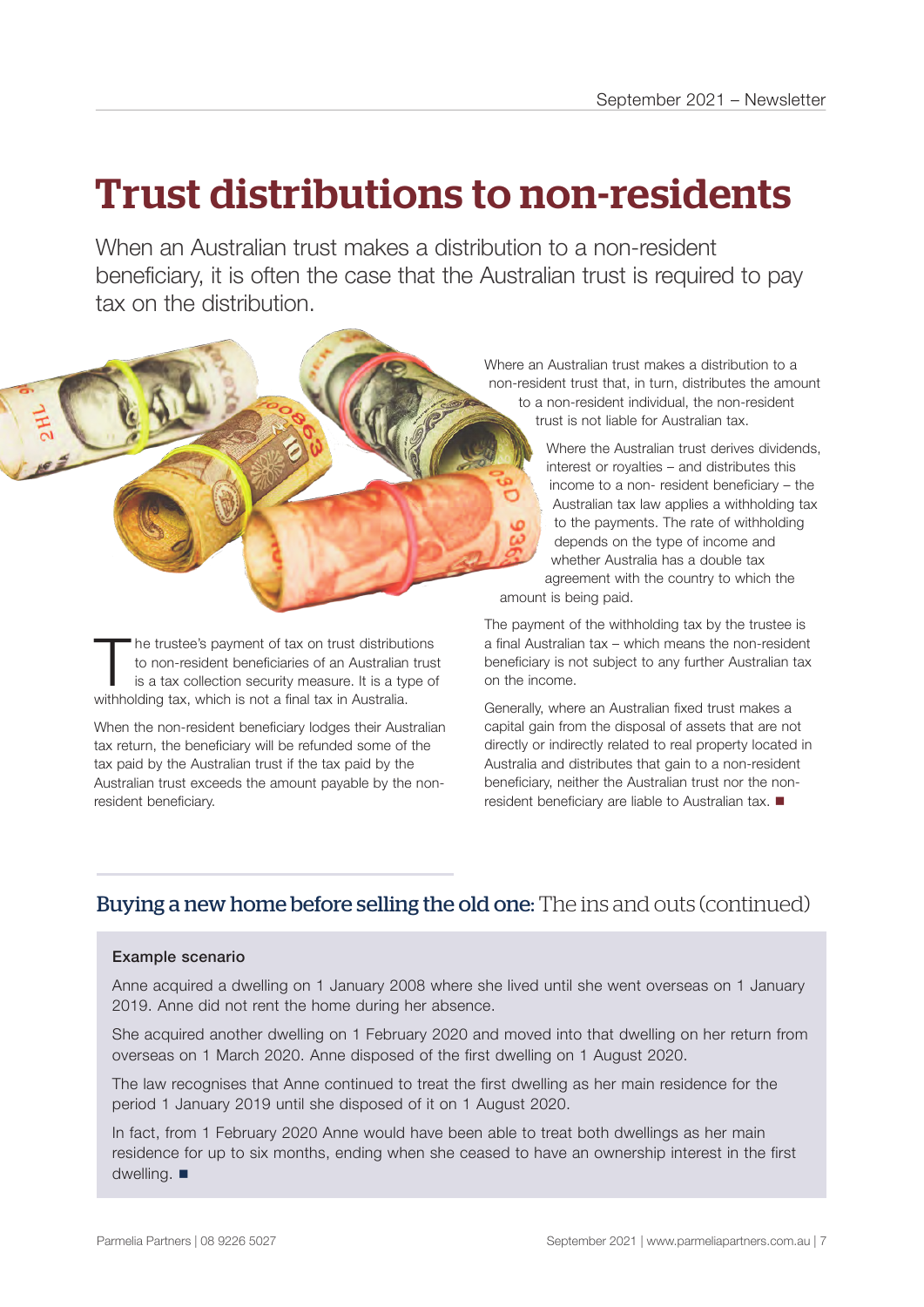# Trust distributions to non-residents

When an Australian trust makes a distribution to a non-resident beneficiary, it is often the case that the Australian trust is required to pay tax on the distribution.

The trustee's payment of tax on trust distributions to non-resident beneficiaries of an Australian trust is a tax collection security measure. It is a type of withholding tax, which is not a final tax in Australia.

When the non-resident beneficiary lodges their Australian tax return, the beneficiary will be refunded some of the tax paid by the Australian trust if the tax paid by the Australian trust exceeds the amount payable by the non-resident beneficiary.

Where an Australian trust makes a distribution to a non-resident trust that, in turn, distributes the amount to a non-resident individual, the non-resident trust is not liable for Australian tax.

Where the Australian trust derives dividends, interest or royalties – and distributes this income to a non- resident beneficiary – the Australian tax law applies a withholding tax to the payments. The rate of withholding depends on the type of income and whether Australia has a double tax agreement with the country to which the amount is being paid.

The payment of the withholding tax by the trustee is a final Australian tax – which means the non-resident beneficiary is not subject to any further Australian tax on the income.

Generally, where an Australian fixed trust makes a capital gain from the disposal of assets that are not directly or indirectly related to real property located in Australia and distributes that gain to a non-resident beneficiary, neither the Australian trust nor the non-resident beneficiary are liable to Australian tax. ■

## Buying a new home before selling the old one: The ins and outs (continued)

**Example scenario**

Anne acquired a dwelling on 1 January 2008 where she lived until she went overseas on 1 January 2019. Anne did not rent the home during her absence.

She acquired another dwelling on 1 February 2020 and moved into that dwelling on her return from overseas on 1 March 2020. Anne disposed of the first dwelling on 1 August 2020.

The law recognises that Anne continued to treat the first dwelling as her main residence for the period 1 January 2019 until she disposed of it on 1 August 2020.

In fact, from 1 February 2020 Anne would have been able to treat both dwellings as her main residence for up to six months, ending when she ceased to have an ownership interest in the first dwelling. ■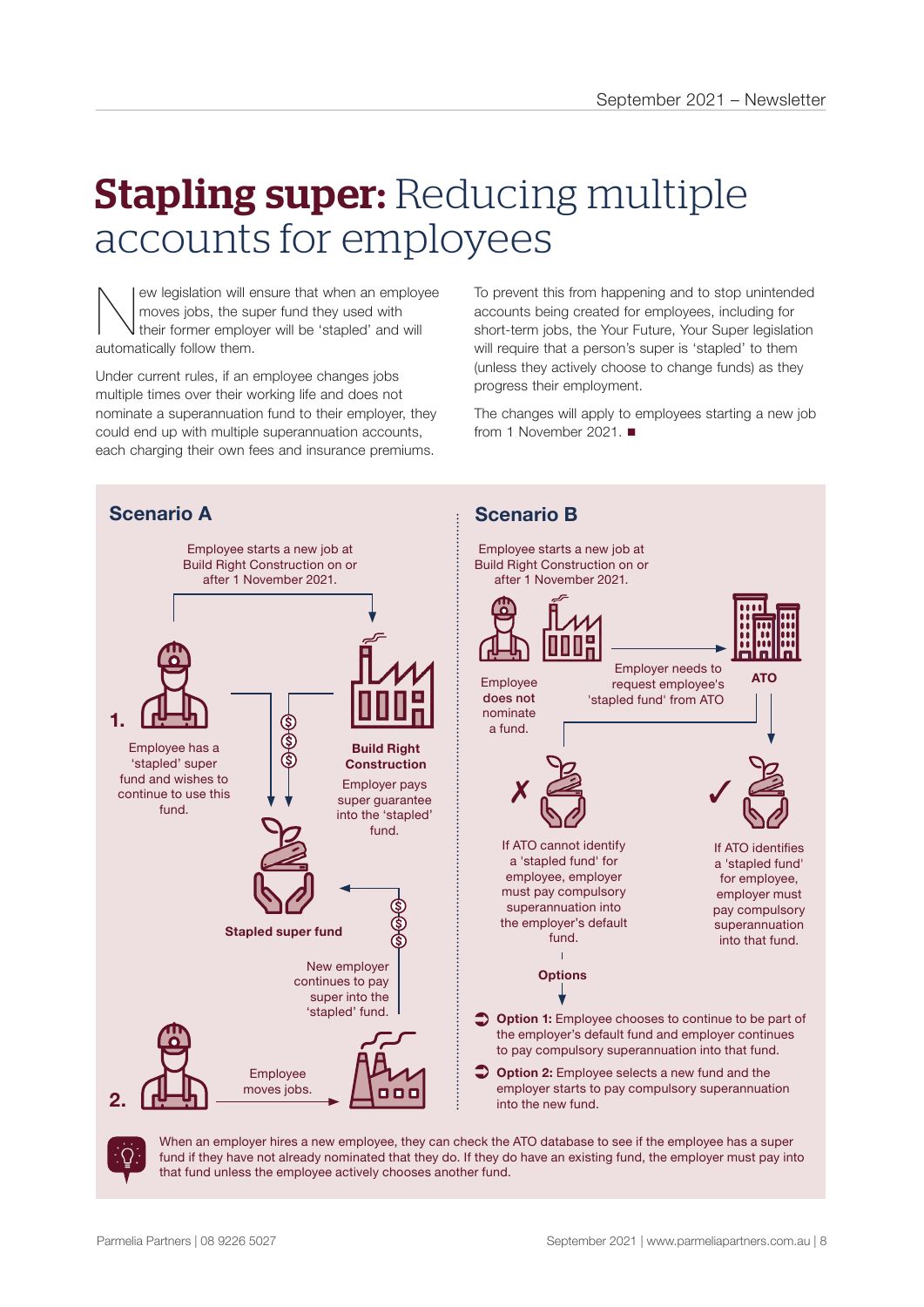# **Stapling super:** Reducing multiple accounts for employees

New legislation will ensure that when an employee moves jobs, the super fund they used with their former employer will be 'stapled' and will automatically follow them.

Under current rules, if an employee changes jobs multiple times over their working life and does not nominate a superannuation fund to their employer, they could end up with multiple superannuation accounts, each charging their own fees and insurance premiums.

To prevent this from happening and to stop unintended accounts being created for employees, including for short-term jobs, the Your Future, Your Super legislation will require that a person's super is 'stapled' to them (unless they actively choose to change funds) as they progress their employment.

The changes will apply to employees starting a new job from 1 November 2021. ■

## Scenario A

Employee starts a new job at Build Right Construction on or after 1 November 2021.

1. Employee has a 'stapled' super fund and wishes to continue to use this fund.

**Build Right Construction**

Employer pays super guarantee into the 'stapled' fund.

**Stapled super fund**

New employer continues to pay super into the 'stapled' fund.

2. Employee moves jobs.

## Scenario B

Employee starts a new job at Build Right Construction on or after 1 November 2021.

Employee **does not** nominate a fund.

Employer needs to request employee's 'stapled fund' from ATO

**ATO**

✗ If ATO cannot identify a 'stapled fund' for employee, employer must pay compulsory superannuation into the employer's default fund.

✓ If ATO identifies a 'stapled fund' for employee, employer must pay compulsory superannuation into that fund.

**Options**

- **Option 1:** Employee chooses to continue to be part of the employer's default fund and employer continues to pay compulsory superannuation into that fund.
- **Option 2:** Employee selects a new fund and the employer starts to pay compulsory superannuation into the new fund.

When an employer hires a new employee, they can check the ATO database to see if the employee has a super fund if they have not already nominated that they do. If they do have an existing fund, the employer must pay into that fund unless the employee actively chooses another fund.